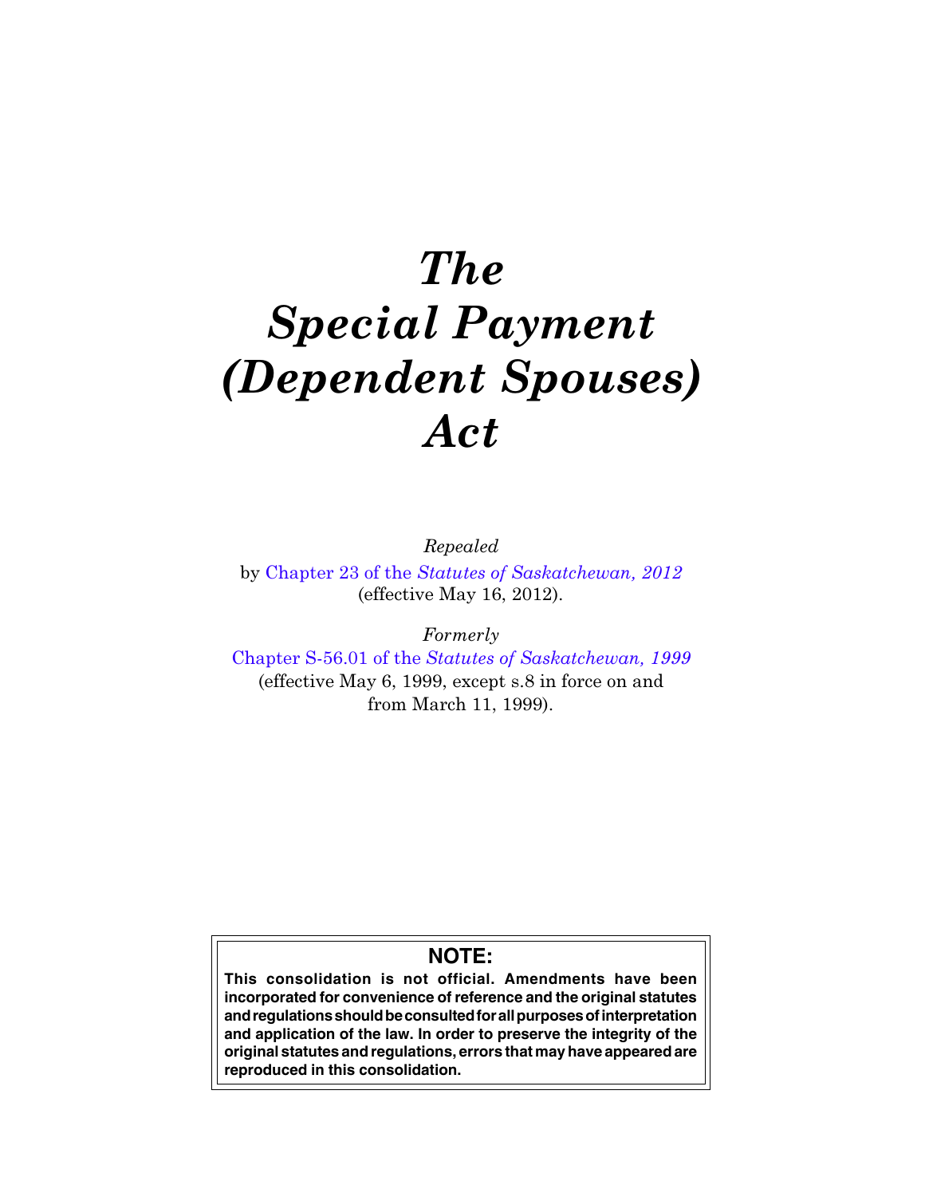# *The Special Payment (Dependent Spouses) Act*

*Repealed*

by Chapter 23 of the *Statutes of Saskatchewan, 2012* (effective May 16, 2012).

*Formerly*

Chapter S-56.01 of the *Statutes of Saskatchewan, 1999* (effective May 6, 1999, except s.8 in force on and from March 11, 1999).

**NOTE:**

**This consolidation is not official. Amendments have been incorporated for convenience of reference and the original statutes and regulations should be consulted for all purposes of interpretation and application of the law. In order to preserve the integrity of the original statutes and regulations, errors that may have appeared are reproduced in this consolidation.**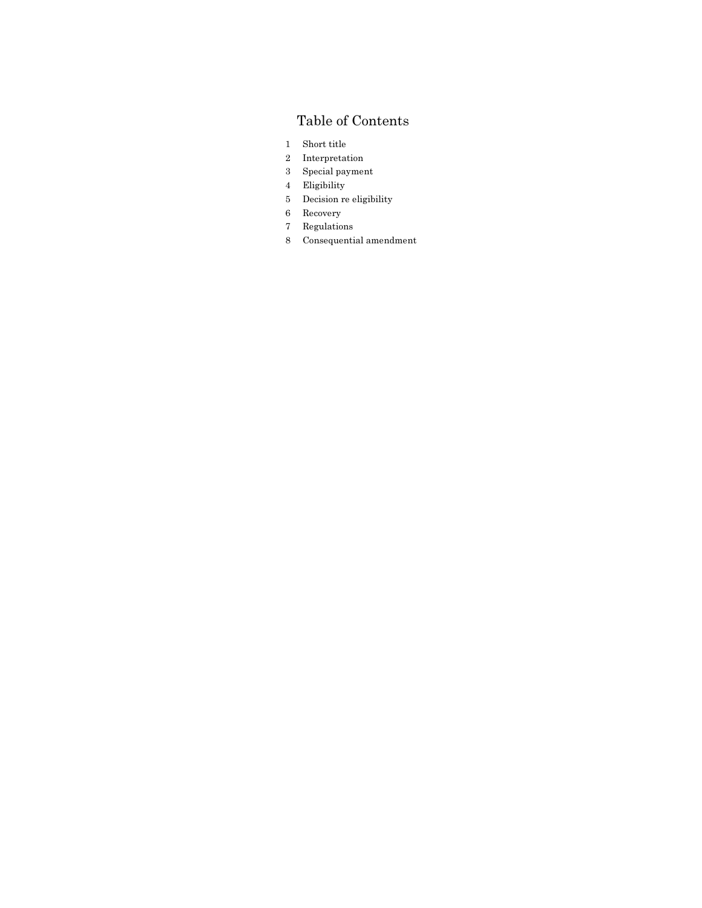# Table of Contents

1 Short title
2 Interpretation
3 Special payment
4 Eligibility
5 Decision re eligibility
6 Recovery
7 Regulations
8 Consequential amendment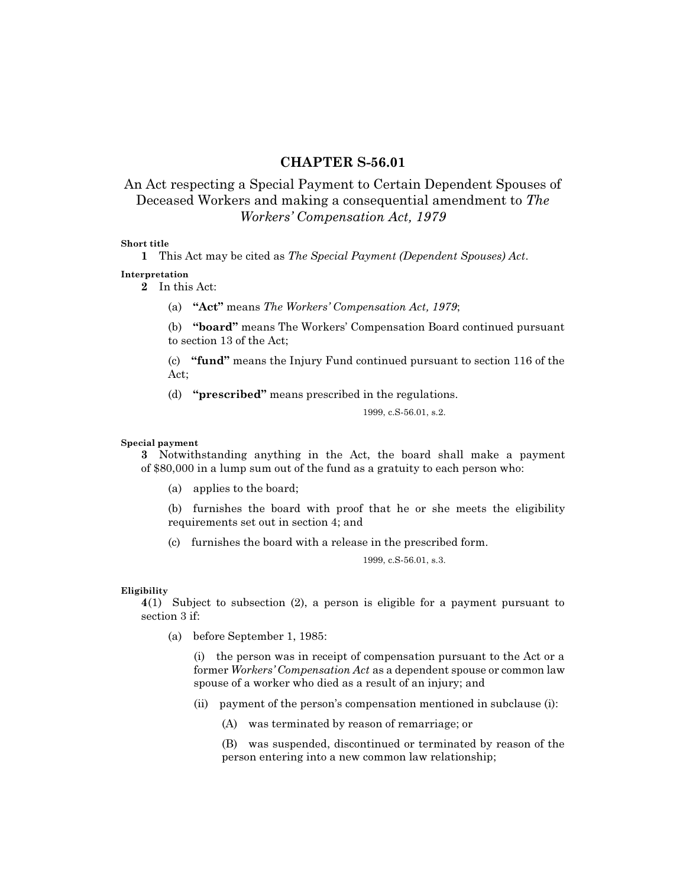# CHAPTER S-56.01

## An Act respecting a Special Payment to Certain Dependent Spouses of Deceased Workers and making a consequential amendment to *The Workers' Compensation Act, 1979*

**Short title**

**1** This Act may be cited as *The Special Payment (Dependent Spouses) Act*.

**Interpretation**

**2** In this Act:

(a) **"Act"** means *The Workers' Compensation Act, 1979*;

(b) **"board"** means The Workers' Compensation Board continued pursuant to section 13 of the Act;

(c) **"fund"** means the Injury Fund continued pursuant to section 116 of the Act;

(d) **"prescribed"** means prescribed in the regulations.

1999, c.S-56.01, s.2.

**Special payment**

**3** Notwithstanding anything in the Act, the board shall make a payment of $80,000 in a lump sum out of the fund as a gratuity to each person who:

(a) applies to the board;

(b) furnishes the board with proof that he or she meets the eligibility requirements set out in section 4; and

(c) furnishes the board with a release in the prescribed form.

1999, c.S-56.01, s.3.

**Eligibility**

**4**(1) Subject to subsection (2), a person is eligible for a payment pursuant to section 3 if:

(a) before September 1, 1985:

(i) the person was in receipt of compensation pursuant to the Act or a former *Workers' Compensation Act* as a dependent spouse or common law spouse of a worker who died as a result of an injury; and

(ii) payment of the person's compensation mentioned in subclause (i):

(A) was terminated by reason of remarriage; or

(B) was suspended, discontinued or terminated by reason of the person entering into a new common law relationship;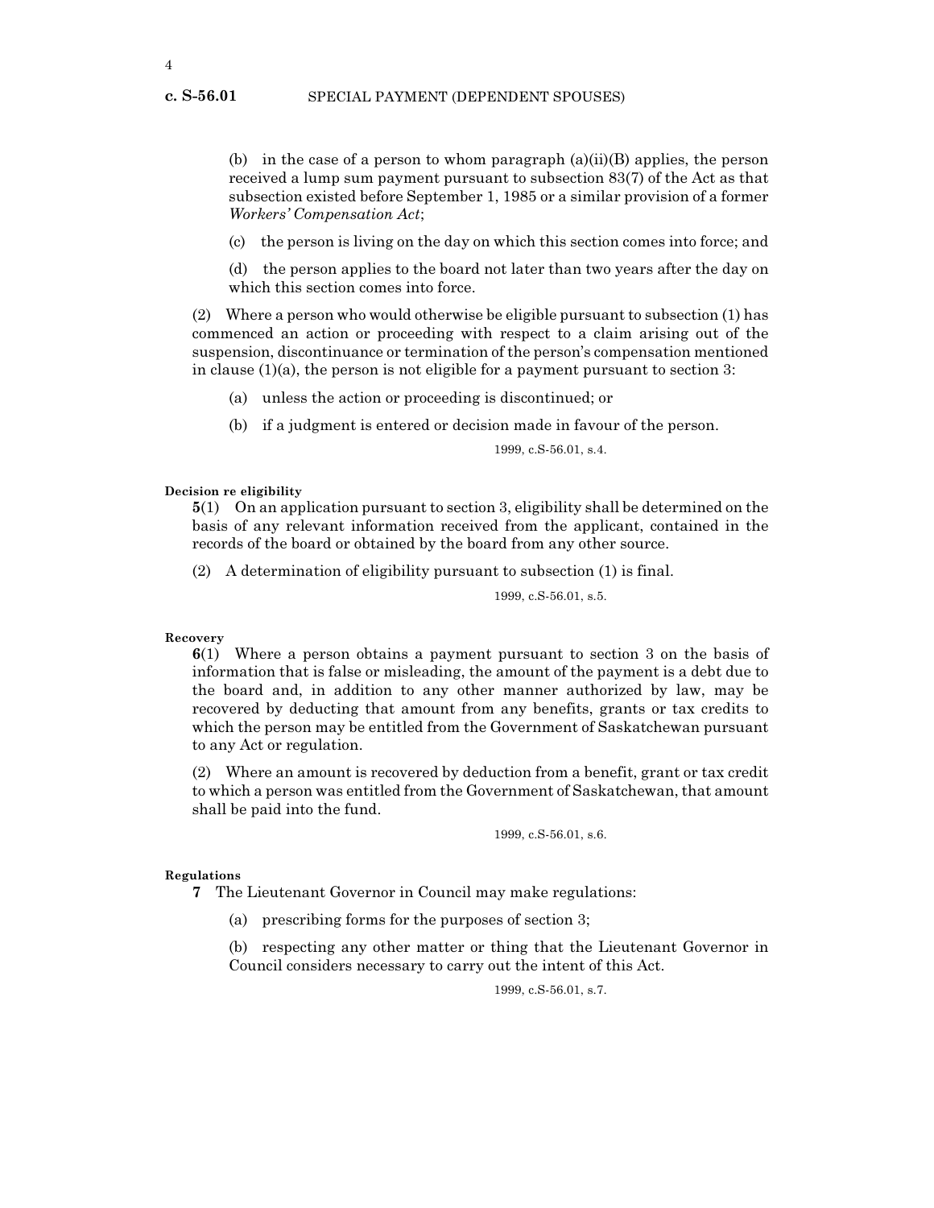(b) in the case of a person to whom paragraph (a)(ii)(B) applies, the person received a lump sum payment pursuant to subsection 83(7) of the Act as that subsection existed before September 1, 1985 or a similar provision of a former *Workers' Compensation Act*;

(c) the person is living on the day on which this section comes into force; and

(d) the person applies to the board not later than two years after the day on which this section comes into force.

(2) Where a person who would otherwise be eligible pursuant to subsection (1) has commenced an action or proceeding with respect to a claim arising out of the suspension, discontinuance or termination of the person's compensation mentioned in clause (1)(a), the person is not eligible for a payment pursuant to section 3:

(a) unless the action or proceeding is discontinued; or

(b) if a judgment is entered or decision made in favour of the person.

1999, c.S-56.01, s.4.

**Decision re eligibility**

**5**(1) On an application pursuant to section 3, eligibility shall be determined on the basis of any relevant information received from the applicant, contained in the records of the board or obtained by the board from any other source.

(2) A determination of eligibility pursuant to subsection (1) is final.

1999, c.S-56.01, s.5.

**Recovery**

**6**(1) Where a person obtains a payment pursuant to section 3 on the basis of information that is false or misleading, the amount of the payment is a debt due to the board and, in addition to any other manner authorized by law, may be recovered by deducting that amount from any benefits, grants or tax credits to which the person may be entitled from the Government of Saskatchewan pursuant to any Act or regulation.

(2) Where an amount is recovered by deduction from a benefit, grant or tax credit to which a person was entitled from the Government of Saskatchewan, that amount shall be paid into the fund.

1999, c.S-56.01, s.6.

**Regulations**

**7** The Lieutenant Governor in Council may make regulations:

(a) prescribing forms for the purposes of section 3;

(b) respecting any other matter or thing that the Lieutenant Governor in Council considers necessary to carry out the intent of this Act.

1999, c.S-56.01, s.7.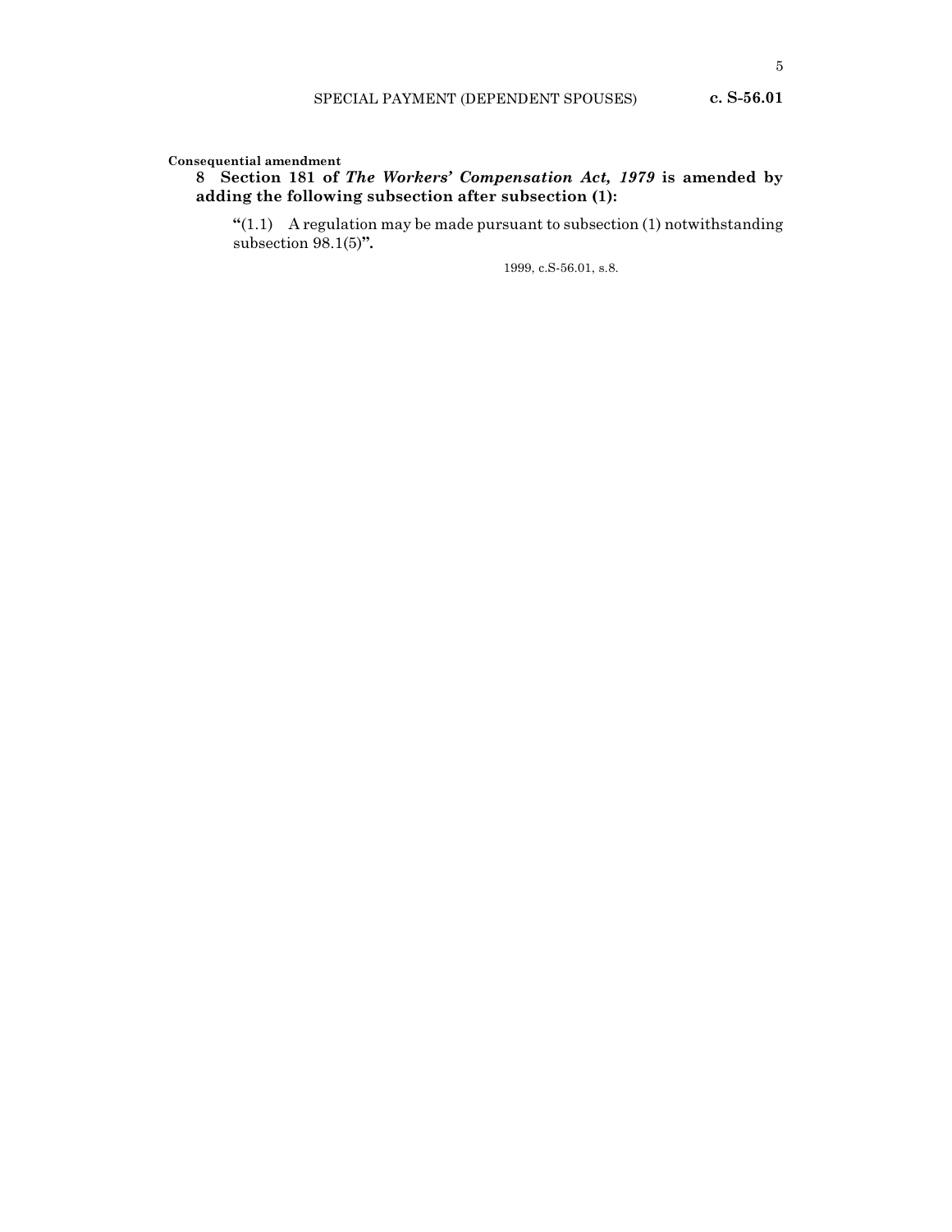**Consequential amendment**

**8 Section 181 of *The Workers' Compensation Act, 1979* is amended by adding the following subsection after subsection (1):**

**"**(1.1) A regulation may be made pursuant to subsection (1) notwithstanding subsection 98.1(5)**".**

1999, c.S-56.01, s.8.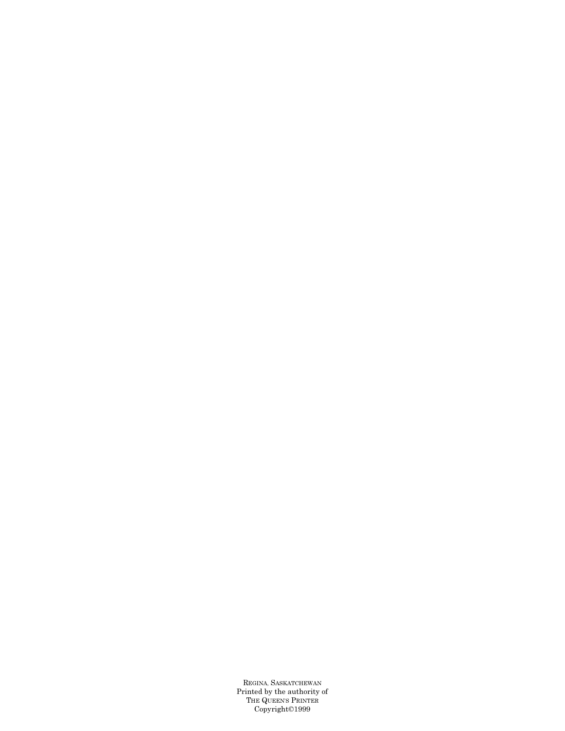Regina, Saskatchewan
Printed by the authority of
The Queen's Printer
Copyright©1999